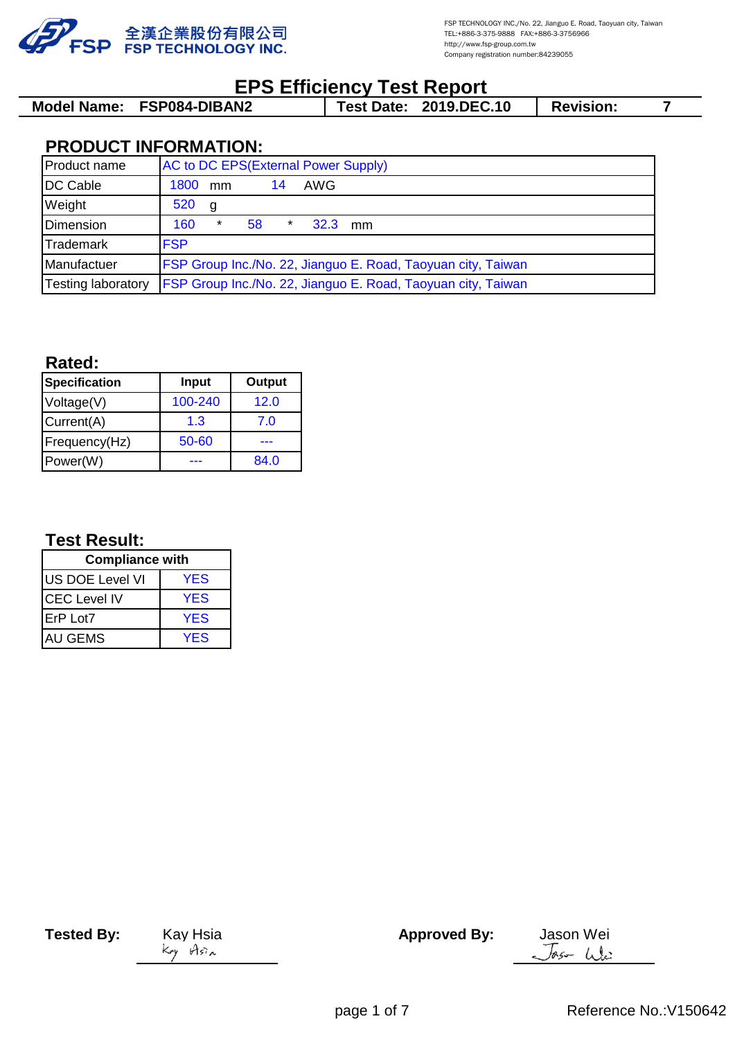全漢企業股份有限公司
FSP TECHNOLOGY INC.

FSP TECHNOLOGY INC./No. 22, Jianguo E. Road, Taoyuan city, Taiwan
TEL:+886-3-375-9888 FAX:+886-3-3756966
http://www.fsp-group.com.tw
Company registration number:84239055

# EPS Efficiency Test Report

| Model Name: FSP084-DIBAN2 | Test Date: 2019.DEC.10 | Revision: 7 |
|---|---|---|

## PRODUCT INFORMATION:

| | |
|---|---|
| Product name | AC to DC EPS(External Power Supply) |
| DC Cable | 1800 mm 14 AWG |
| Weight | 520 g |
| Dimension | 160 * 58 * 32.3 mm |
| Trademark | FSP |
| Manufactuer | FSP Group Inc./No. 22, Jianguo E. Road, Taoyuan city, Taiwan |
| Testing laboratory | FSP Group Inc./No. 22, Jianguo E. Road, Taoyuan city, Taiwan |

## Rated:

| Specification | Input | Output |
|---|---|---|
| Voltage(V) | 100-240 | 12.0 |
| Current(A) | 1.3 | 7.0 |
| Frequency(Hz) | 50-60 | --- |
| Power(W) | --- | 84.0 |

## Test Result:

| Compliance with | |
|---|---|
| US DOE Level VI | YES |
| CEC Level IV | YES |
| ErP Lot7 | YES |
| AU GEMS | YES |

**Tested By:** Kay Hsia

**Approved By:** Jason Wei

Reference No.:V150642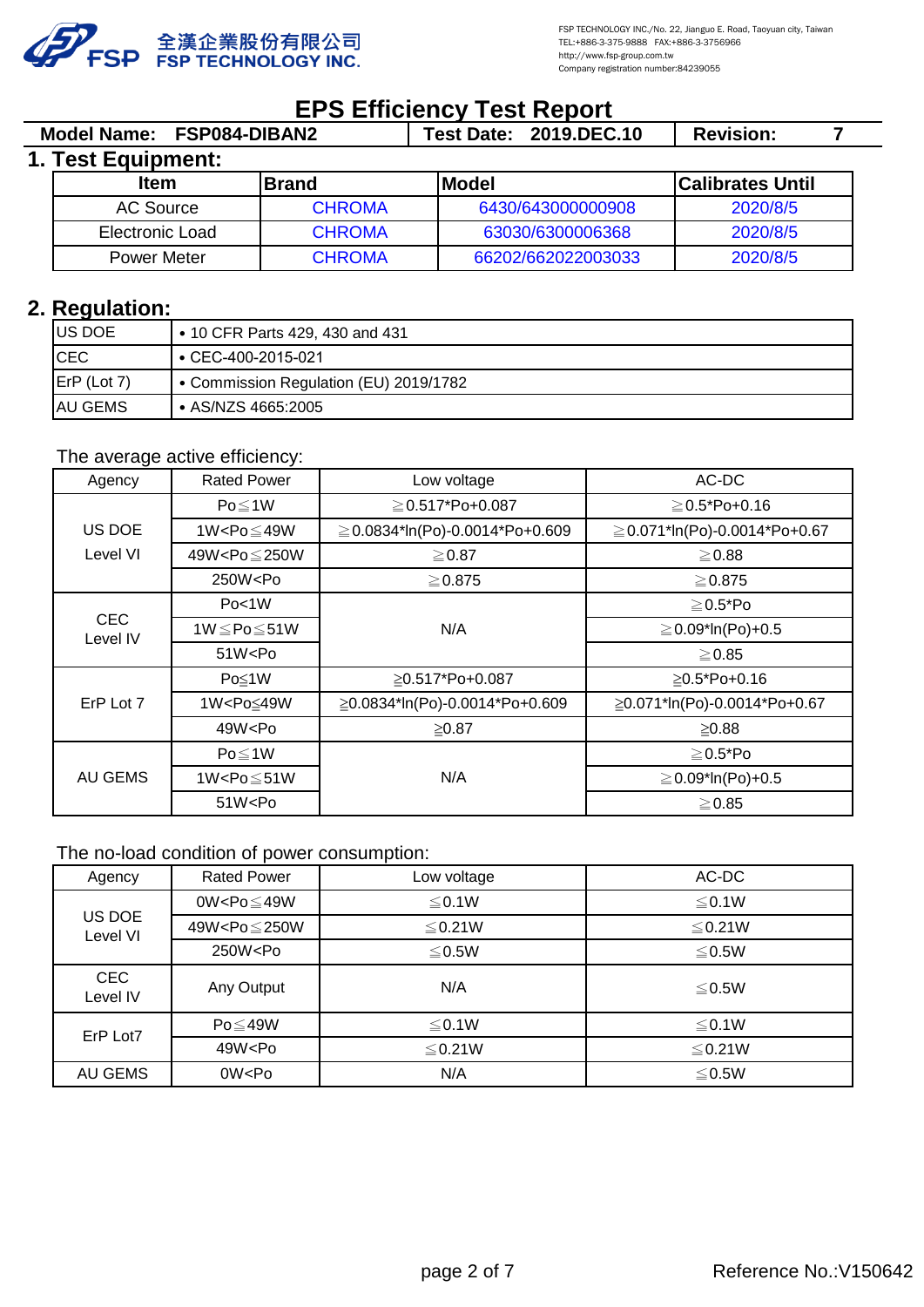全漢企業股份有限公司
FSP TECHNOLOGY INC.

FSP TECHNOLOGY INC./No. 22, Jianguo E. Road, Taoyuan city, Taiwan
TEL:+886-3-375-9888 FAX:+886-3-3756966
http://www.fsp-group.com.tw
Company registration number:84239055

# EPS Efficiency Test Report

| Model Name: FSP084-DIBAN2 | Test Date: 2019.DEC.10 | Revision: 7 |
|---|---|---|

## 1. Test Equipment:

| Item | Brand | Model | Calibrates Until |
|---|---|---|---|
| AC Source | CHROMA | 6430/643000000908 | 2020/8/5 |
| Electronic Load | CHROMA | 63030/6300006368 | 2020/8/5 |
| Power Meter | CHROMA | 66202/662022003033 | 2020/8/5 |

## 2. Regulation:

| | |
|---|---|
| US DOE | • 10 CFR Parts 429, 430 and 431 |
| CEC | • CEC-400-2015-021 |
| ErP (Lot 7) | • Commission Regulation (EU) 2019/1782 |
| AU GEMS | • AS/NZS 4665:2005 |

The average active efficiency:

| Agency | Rated Power | Low voltage | AC-DC |
|---|---|---|---|
| US DOE Level VI | Po≦1W | ≧0.517*Po+0.087 | ≧0.5*Po+0.16 |
| | 1W<Po≦49W | ≧0.0834*ln(Po)-0.0014*Po+0.609 | ≧0.071*ln(Po)-0.0014*Po+0.67 |
| | 49W<Po≦250W | ≧0.87 | ≧0.88 |
| | 250W<Po | ≧0.875 | ≧0.875 |
| CEC Level IV | Po<1W | N/A | ≧0.5*Po |
| | 1W≦Po≦51W | | ≧0.09*ln(Po)+0.5 |
| | 51W<Po | | ≧0.85 |
| ErP Lot 7 | Po≤1W | ≥0.517*Po+0.087 | ≥0.5*Po+0.16 |
| | 1W<Po≤49W | ≥0.0834*ln(Po)-0.0014*Po+0.609 | ≥0.071*ln(Po)-0.0014*Po+0.67 |
| | 49W<Po | ≥0.87 | ≥0.88 |
| AU GEMS | Po≦1W | N/A | ≧0.5*Po |
| | 1W<Po≦51W | | ≧0.09*ln(Po)+0.5 |
| | 51W<Po | | ≧0.85 |

The no-load condition of power consumption:

| Agency | Rated Power | Low voltage | AC-DC |
|---|---|---|---|
| US DOE Level VI | 0W<Po≦49W | ≦0.1W | ≦0.1W |
| | 49W<Po≦250W | ≦0.21W | ≦0.21W |
| | 250W<Po | ≦0.5W | ≦0.5W |
| CEC Level IV | Any Output | N/A | ≦0.5W |
| ErP Lot7 | Po≦49W | ≦0.1W | ≦0.1W |
| | 49W<Po | ≦0.21W | ≦0.21W |
| AU GEMS | 0W<Po | N/A | ≦0.5W |

Reference No.:V150642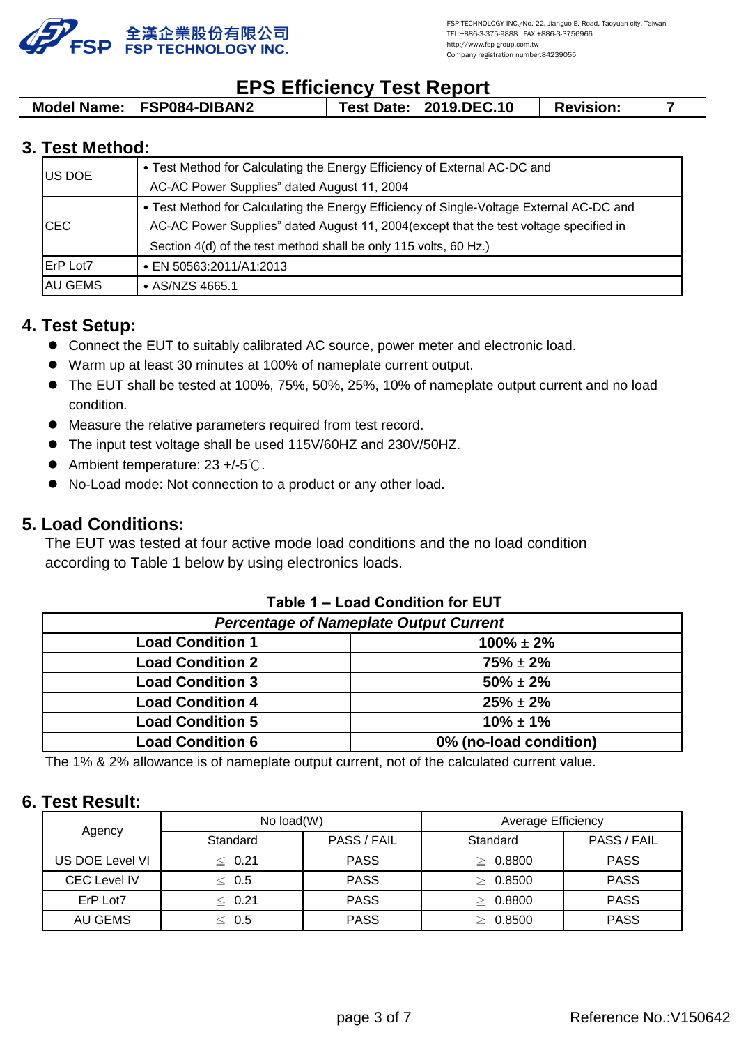# EPS Efficiency Test Report

| Model Name: FSP084-DIBAN2 | Test Date: 2019.DEC.10 | Revision: 7 |
|---|---|---|

## 3. Test Method:

| | |
|---|---|
| US DOE | • Test Method for Calculating the Energy Efficiency of External AC-DC and AC-AC Power Supplies" dated August 11, 2004 |
| CEC | • Test Method for Calculating the Energy Efficiency of Single-Voltage External AC-DC and AC-AC Power Supplies" dated August 11, 2004(except that the test voltage specified in Section 4(d) of the test method shall be only 115 volts, 60 Hz.) |
| ErP Lot7 | • EN 50563:2011/A1:2013 |
| AU GEMS | • AS/NZS 4665.1 |

## 4. Test Setup:

- Connect the EUT to suitably calibrated AC source, power meter and electronic load.
- Warm up at least 30 minutes at 100% of nameplate current output.
- The EUT shall be tested at 100%, 75%, 50%, 25%, 10% of nameplate output current and no load condition.
- Measure the relative parameters required from test record.
- The input test voltage shall be used 115V/60HZ and 230V/50HZ.
- Ambient temperature: 23 +/-5℃.
- No-Load mode: Not connection to a product or any other load.

## 5. Load Conditions:

The EUT was tested at four active mode load conditions and the no load condition according to Table 1 below by using electronics loads.

**Table 1 – Load Condition for EUT**

| | ***Percentage of Nameplate Output Current*** |
|---|---|
| **Load Condition 1** | **100% ± 2%** |
| **Load Condition 2** | **75% ± 2%** |
| **Load Condition 3** | **50% ± 2%** |
| **Load Condition 4** | **25% ± 2%** |
| **Load Condition 5** | **10% ± 1%** |
| **Load Condition 6** | **0% (no-load condition)** |

The 1% & 2% allowance is of nameplate output current, not of the calculated current value.

## 6. Test Result:

| Agency | No load(W) | | Average Efficiency | |
|---|---|---|---|---|
| | Standard | PASS / FAIL | Standard | PASS / FAIL |
| US DOE Level VI | ≦ 0.21 | PASS | ≧ 0.8800 | PASS |
| CEC Level IV | ≦ 0.5 | PASS | ≧ 0.8500 | PASS |
| ErP Lot7 | ≦ 0.21 | PASS | ≧ 0.8800 | PASS |
| AU GEMS | ≦ 0.5 | PASS | ≧ 0.8500 | PASS |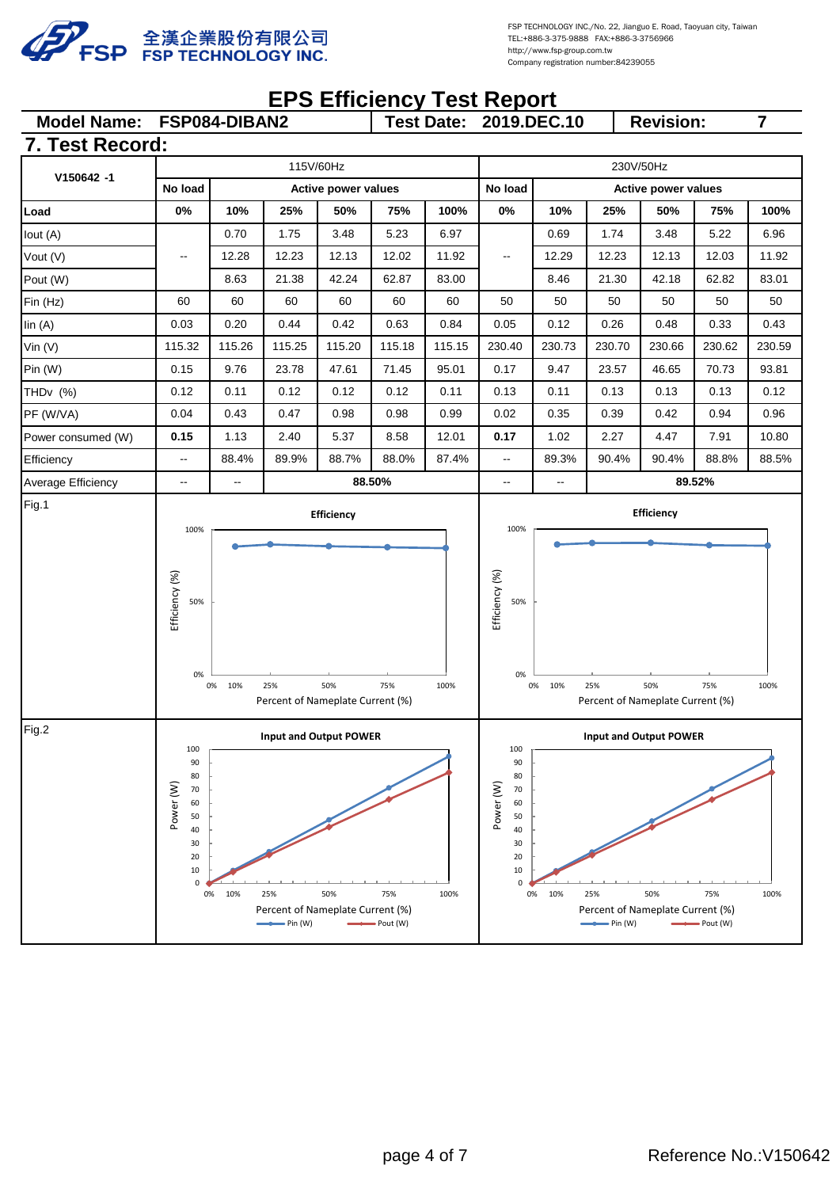全漢企業股份有限公司
FSP TECHNOLOGY INC.

FSP TECHNOLOGY INC./No. 22, Jianguo E. Road, Taoyuan city, Taiwan
TEL:+886-3-375-9888 FAX:+886-3-3756966
http://www.fsp-group.com.tw
Company registration number:84239055

# EPS Efficiency Test Report

| Model Name: | FSP084-DIBAN2 | Test Date: | 2019.DEC.10 | Revision: | 7 |
|---|---|---|---|---|---|

## 7. Test Record:

| V150642 -1 | 115V/60Hz | | | | | | 230V/50Hz | | | | | |
|---|---|---|---|---|---|---|---|---|---|---|---|---|
| | No load | Active power values | | | | | No load | Active power values | | | | |
| Load | 0% | 10% | 25% | 50% | 75% | 100% | 0% | 10% | 25% | 50% | 75% | 100% |
| Iout (A) | | 0.70 | 1.75 | 3.48 | 5.23 | 6.97 | | 0.69 | 1.74 | 3.48 | 5.22 | 6.96 |
| Vout (V) | -- | 12.28 | 12.23 | 12.13 | 12.02 | 11.92 | -- | 12.29 | 12.23 | 12.13 | 12.03 | 11.92 |
| Pout (W) | | 8.63 | 21.38 | 42.24 | 62.87 | 83.00 | | 8.46 | 21.30 | 42.18 | 62.82 | 83.01 |
| Fin (Hz) | 60 | 60 | 60 | 60 | 60 | 60 | 50 | 50 | 50 | 50 | 50 | 50 |
| Iin (A) | 0.03 | 0.20 | 0.44 | 0.42 | 0.63 | 0.84 | 0.05 | 0.12 | 0.26 | 0.48 | 0.33 | 0.43 |
| Vin (V) | 115.32 | 115.26 | 115.25 | 115.20 | 115.18 | 115.15 | 230.40 | 230.73 | 230.70 | 230.66 | 230.62 | 230.59 |
| Pin (W) | 0.15 | 9.76 | 23.78 | 47.61 | 71.45 | 95.01 | 0.17 | 9.47 | 23.57 | 46.65 | 70.73 | 93.81 |
| THDv (%) | 0.12 | 0.11 | 0.12 | 0.12 | 0.12 | 0.11 | 0.13 | 0.11 | 0.13 | 0.13 | 0.13 | 0.12 |
| PF (W/VA) | 0.04 | 0.43 | 0.47 | 0.98 | 0.98 | 0.99 | 0.02 | 0.35 | 0.39 | 0.42 | 0.94 | 0.96 |
| Power consumed (W) | **0.15** | 1.13 | 2.40 | 5.37 | 8.58 | 12.01 | **0.17** | 1.02 | 2.27 | 4.47 | 7.91 | 10.80 |
| Efficiency | -- | 88.4% | 89.9% | 88.7% | 88.0% | 87.4% | -- | 89.3% | 90.4% | 90.4% | 88.8% | 88.5% |
| Average Efficiency | -- | -- | **88.50%** | | | | -- | -- | **89.52%** | | | |

Fig.1

Efficiency (115V/60Hz) — Efficiency (%) vs. Percent of Nameplate Current (%)

Efficiency (230V/50Hz) — Efficiency (%) vs. Percent of Nameplate Current (%)

Fig.2

Input and Output POWER (115V/60Hz) — Power (W) vs. Percent of Nameplate Current (%); Pin (W), Pout (W)

Input and Output POWER (230V/50Hz) — Power (W) vs. Percent of Nameplate Current (%); Pin (W), Pout (W)

Reference No.:V150642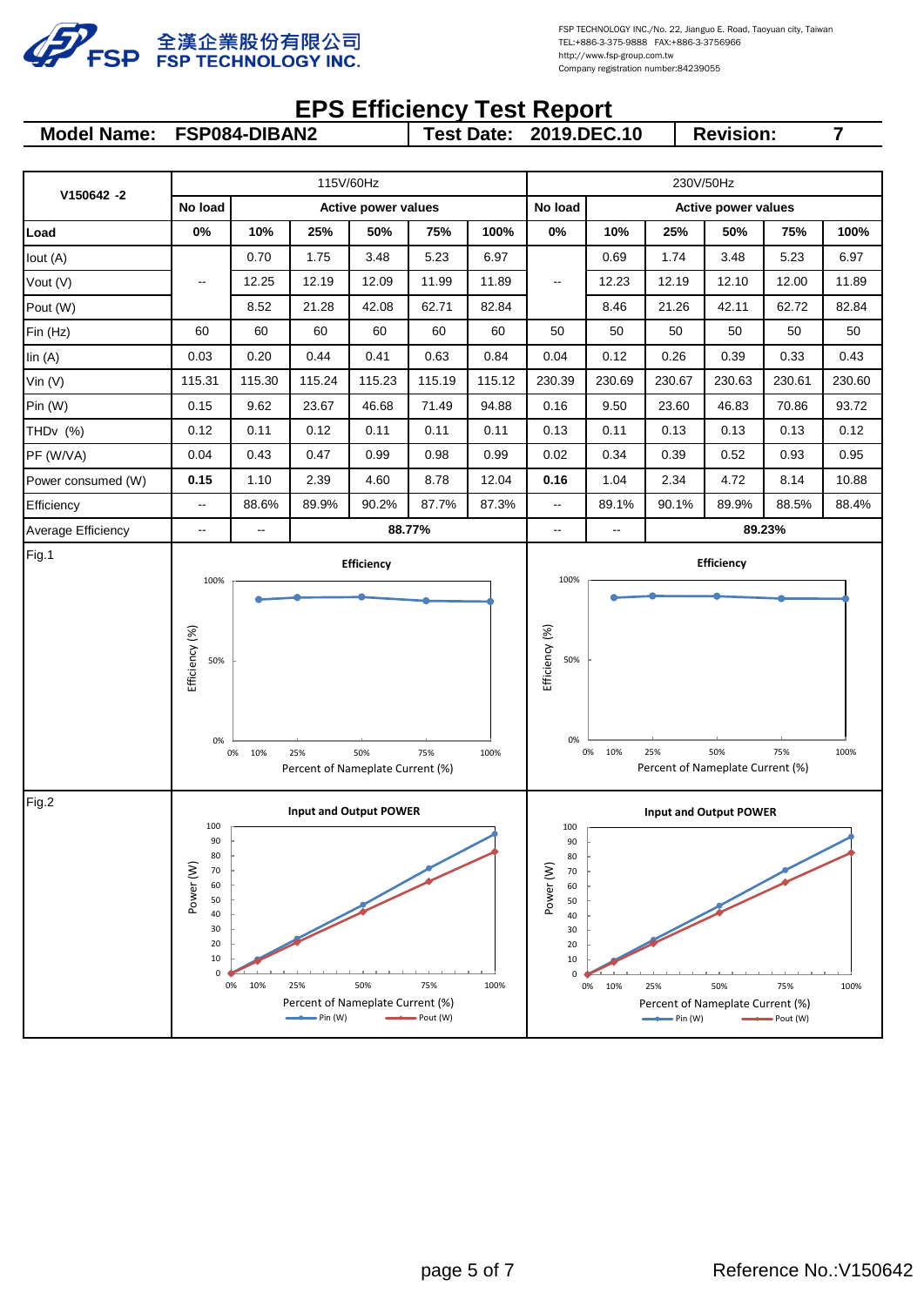全漢企業股份有限公司
FSP TECHNOLOGY INC.

FSP TECHNOLOGY INC./No. 22, Jianguo E. Road, Taoyuan city, Taiwan
TEL:+886-3-375-9888 FAX:+886-3-3756966
http://www.fsp-group.com.tw
Company registration number:84239055

# EPS Efficiency Test Report

| Model Name: | FSP084-DIBAN2 | Test Date: | 2019.DEC.10 | Revision: | 7 |
|---|---|---|---|---|---|

| V150642 -2 | 115V/60Hz | | | | | | 230V/50Hz | | | | | |
|---|---|---|---|---|---|---|---|---|---|---|---|---|
| | No load | Active power values | | | | | No load | Active power values | | | | |
| Load | 0% | 10% | 25% | 50% | 75% | 100% | 0% | 10% | 25% | 50% | 75% | 100% |
| Iout (A) | -- | 0.70 | 1.75 | 3.48 | 5.23 | 6.97 | -- | 0.69 | 1.74 | 3.48 | 5.23 | 6.97 |
| Vout (V) | | 12.25 | 12.19 | 12.09 | 11.99 | 11.89 | | 12.23 | 12.19 | 12.10 | 12.00 | 11.89 |
| Pout (W) | | 8.52 | 21.28 | 42.08 | 62.71 | 82.84 | | 8.46 | 21.26 | 42.11 | 62.72 | 82.84 |
| Fin (Hz) | 60 | 60 | 60 | 60 | 60 | 60 | 50 | 50 | 50 | 50 | 50 | 50 |
| Iin (A) | 0.03 | 0.20 | 0.44 | 0.41 | 0.63 | 0.84 | 0.04 | 0.12 | 0.26 | 0.39 | 0.33 | 0.43 |
| Vin (V) | 115.31 | 115.30 | 115.24 | 115.23 | 115.19 | 115.12 | 230.39 | 230.69 | 230.67 | 230.63 | 230.61 | 230.60 |
| Pin (W) | 0.15 | 9.62 | 23.67 | 46.68 | 71.49 | 94.88 | 0.16 | 9.50 | 23.60 | 46.83 | 70.86 | 93.72 |
| THDv (%) | 0.12 | 0.11 | 0.12 | 0.11 | 0.11 | 0.11 | 0.13 | 0.11 | 0.13 | 0.13 | 0.13 | 0.12 |
| PF (W/VA) | 0.04 | 0.43 | 0.47 | 0.99 | 0.98 | 0.99 | 0.02 | 0.34 | 0.39 | 0.52 | 0.93 | 0.95 |
| Power consumed (W) | **0.15** | 1.10 | 2.39 | 4.60 | 8.78 | 12.04 | **0.16** | 1.04 | 2.34 | 4.72 | 8.14 | 10.88 |
| Efficiency | -- | 88.6% | 89.9% | 90.2% | 87.7% | 87.3% | -- | 89.1% | 90.1% | 89.9% | 88.5% | 88.4% |
| Average Efficiency | -- | -- | **88.77%** | | | | -- | -- | **89.23%** | | | |

Fig.1

Fig.2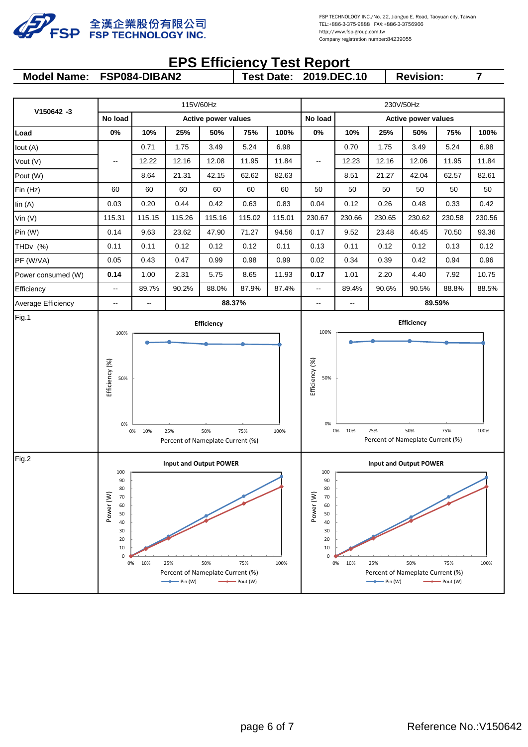全漢企業股份有限公司
FSP TECHNOLOGY INC.

FSP TECHNOLOGY INC./No. 22, Jianguo E. Road, Taoyuan city, Taiwan
TEL:+886-3-375-9888 FAX:+886-3-3756966
http://www.fsp-group.com.tw
Company registration number:84239055

# EPS Efficiency Test Report

| Model Name: | FSP084-DIBAN2 | Test Date: | 2019.DEC.10 | Revision: | 7 |
|---|---|---|---|---|---|

| V150642 -3 | 115V/60Hz | | | | | | 230V/50Hz | | | | | |
|---|---|---|---|---|---|---|---|---|---|---|---|---|
| | No load | Active power values | | | | | No load | Active power values | | | | |
| Load | 0% | 10% | 25% | 50% | 75% | 100% | 0% | 10% | 25% | 50% | 75% | 100% |
| Iout (A) | | 0.71 | 1.75 | 3.49 | 5.24 | 6.98 | | 0.70 | 1.75 | 3.49 | 5.24 | 6.98 |
| Vout (V) | -- | 12.22 | 12.16 | 12.08 | 11.95 | 11.84 | -- | 12.23 | 12.16 | 12.06 | 11.95 | 11.84 |
| Pout (W) | | 8.64 | 21.31 | 42.15 | 62.62 | 82.63 | | 8.51 | 21.27 | 42.04 | 62.57 | 82.61 |
| Fin (Hz) | 60 | 60 | 60 | 60 | 60 | 60 | 50 | 50 | 50 | 50 | 50 | 50 |
| Iin (A) | 0.03 | 0.20 | 0.44 | 0.42 | 0.63 | 0.83 | 0.04 | 0.12 | 0.26 | 0.48 | 0.33 | 0.42 |
| Vin (V) | 115.31 | 115.15 | 115.26 | 115.16 | 115.02 | 115.01 | 230.67 | 230.66 | 230.65 | 230.62 | 230.58 | 230.56 |
| Pin (W) | 0.14 | 9.63 | 23.62 | 47.90 | 71.27 | 94.56 | 0.17 | 9.52 | 23.48 | 46.45 | 70.50 | 93.36 |
| THDv (%) | 0.11 | 0.11 | 0.12 | 0.12 | 0.12 | 0.11 | 0.13 | 0.11 | 0.12 | 0.12 | 0.13 | 0.12 |
| PF (W/VA) | 0.05 | 0.43 | 0.47 | 0.99 | 0.98 | 0.99 | 0.02 | 0.34 | 0.39 | 0.42 | 0.94 | 0.96 |
| Power consumed (W) | **0.14** | 1.00 | 2.31 | 5.75 | 8.65 | 11.93 | **0.17** | 1.01 | 2.20 | 4.40 | 7.92 | 10.75 |
| Efficiency | -- | 89.7% | 90.2% | 88.0% | 87.9% | 87.4% | -- | 89.4% | 90.6% | 90.5% | 88.8% | 88.5% |
| Average Efficiency | -- | -- | **88.37%** | | | | -- | -- | **89.59%** | | | |

Fig.1

Efficiency (115V/60Hz) — Efficiency (%) vs. Percent of Nameplate Current (%)

Efficiency (230V/50Hz) — Efficiency (%) vs. Percent of Nameplate Current (%)

Fig.2

Input and Output POWER (115V/60Hz) — Power (W) vs. Percent of Nameplate Current (%); Pin (W), Pout (W)

Input and Output POWER (230V/50Hz) — Power (W) vs. Percent of Nameplate Current (%); Pin (W), Pout (W)

Reference No.:V150642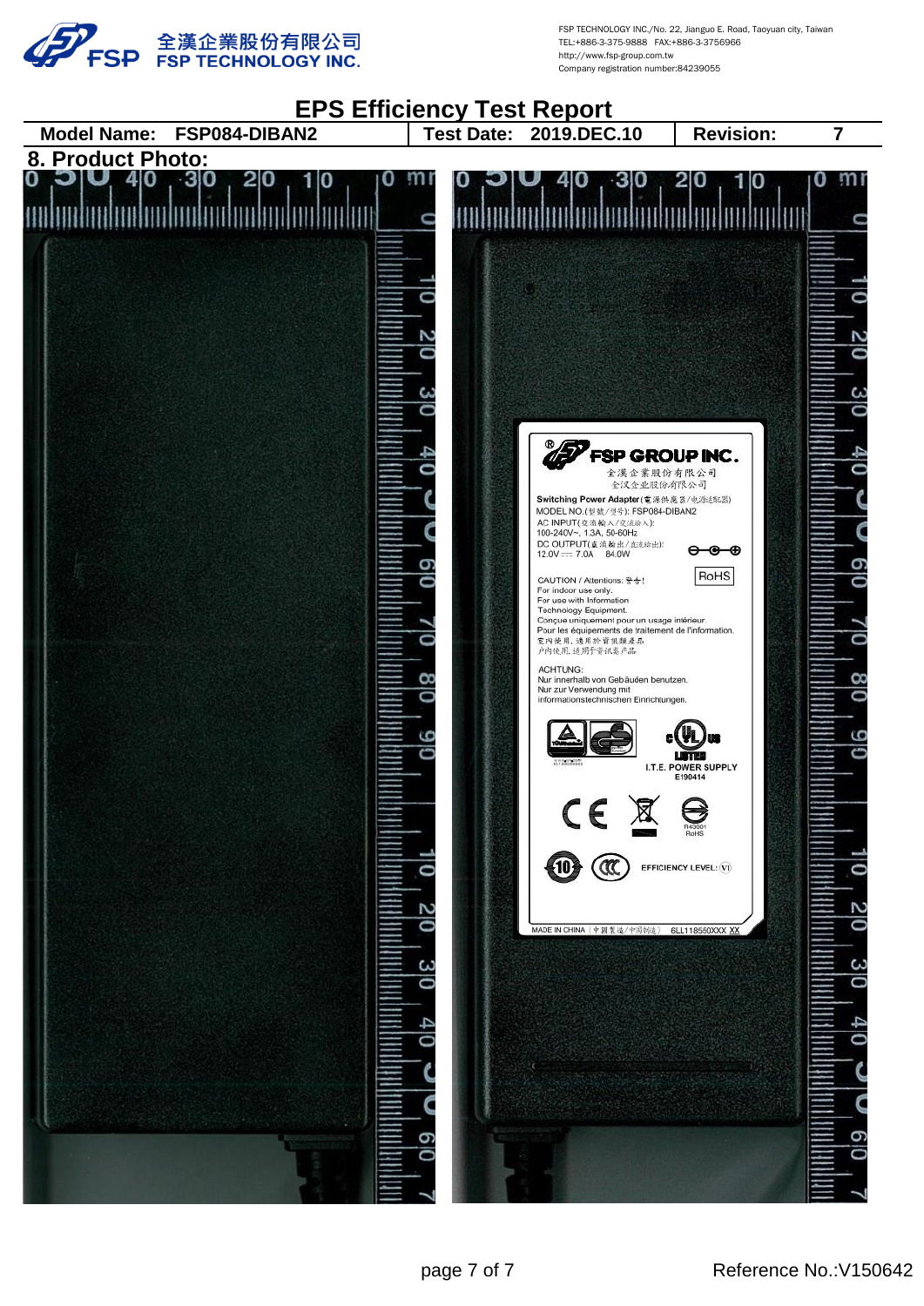# EPS Efficiency Test Report

| Model Name: | FSP084-DIBAN2 | Test Date: | 2019.DEC.10 | Revision: | 7 |
|---|---|---|---|---|---|

## 8. Product Photo:

Reference No.:V150642